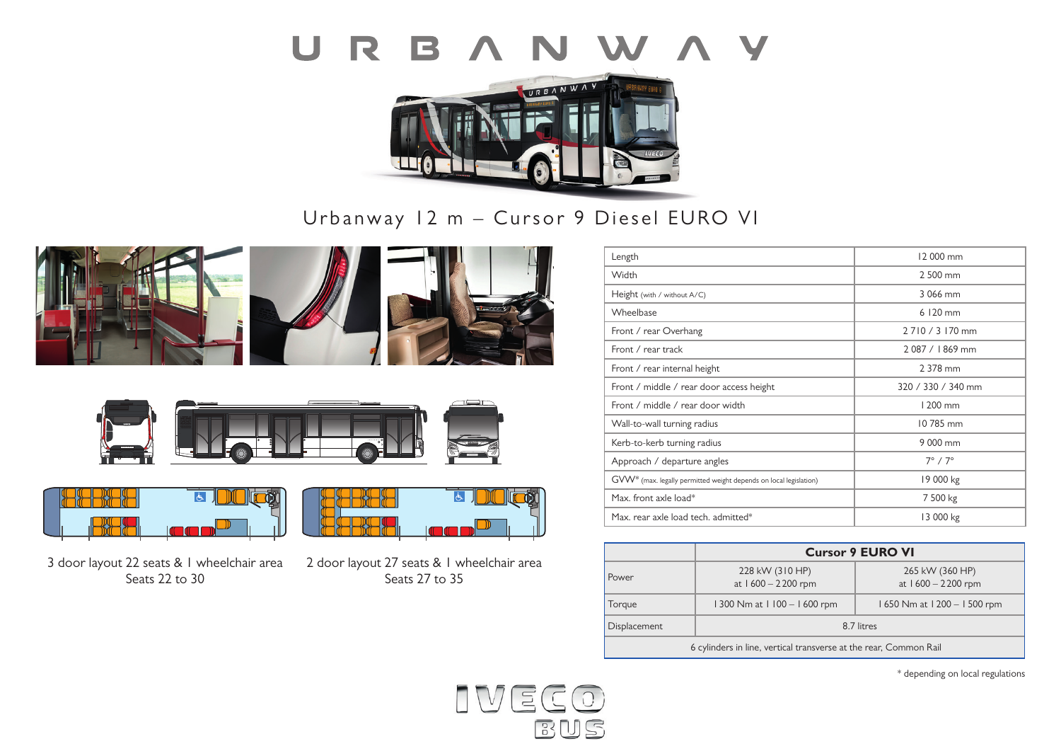# URBANWAY

## Urbanway 12 m – Cursor 9 Diesel EURO VI

3 door layout 22 seats & 1 wheelchair area
Seats 22 to 30

2 door layout 27 seats & 1 wheelchair area
Seats 27 to 35

| | |
|---|---|
| Length | 12 000 mm |
| Width | 2 500 mm |
| Height (with / without A/C) | 3 066 mm |
| Wheelbase | 6 120 mm |
| Front / rear Overhang | 2 710 / 3 170 mm |
| Front / rear track | 2 087 / 1 869 mm |
| Front / rear internal height | 2 378 mm |
| Front / middle / rear door access height | 320 / 330 / 340 mm |
| Front / middle / rear door width | 1 200 mm |
| Wall-to-wall turning radius | 10 785 mm |
| Kerb-to-kerb turning radius | 9 000 mm |
| Approach / departure angles | 7° / 7° |
| GVW* (max. legally permitted weight depends on local legislation) | 19 000 kg |
| Max. front axle load* | 7 500 kg |
| Max. rear axle load tech. admitted* | 13 000 kg |

| | Cursor 9 EURO VI | |
|---|---|---|
| Power | 228 kW (310 HP) at 1 600 – 2 200 rpm | 265 kW (360 HP) at 1 600 – 2 200 rpm |
| Torque | 1 300 Nm at 1 100 – 1 600 rpm | 1 650 Nm at 1 200 – 1 500 rpm |
| Displacement | 8.7 litres | |
| 6 cylinders in line, vertical transverse at the rear, Common Rail | | |

\* depending on local regulations

IVECO BUS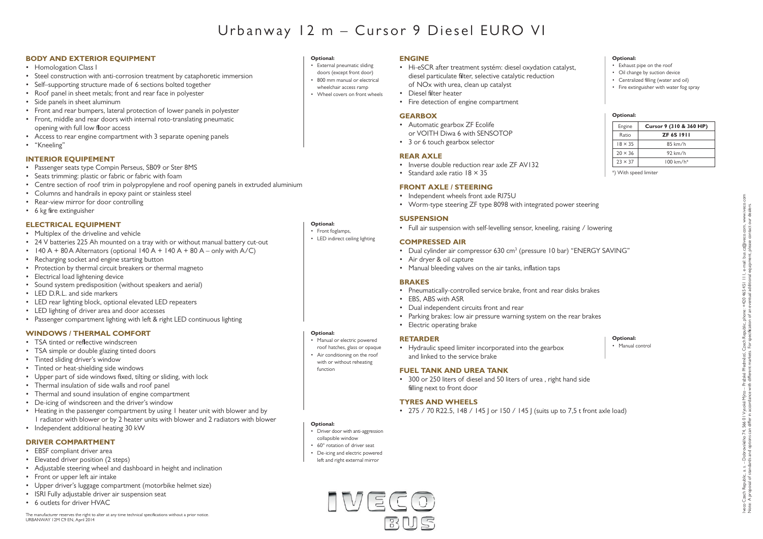# Urbanway 12 m – Cursor 9 Diesel EURO VI

## BODY AND EXTERIOR EQUIPMENT

- Homologation Class I
- Steel construction with anti-corrosion treatment by cataphoretic immersion
- Self–supporting structure made of 6 sections bolted together
- Roof panel in sheet metals; front and rear face in polyester
- Side panels in sheet aluminum
- Front and rear bumpers, lateral protection of lower panels in polyester
- Front, middle and rear doors with internal roto-translating pneumatic opening with full low floor access
- Access to rear engine compartment with 3 separate opening panels
- "Kneeling"

**Optional:**

- External pneumatic sliding doors (except front door)
- 800 mm manual or electrical wheelchair access ramp
- Wheel covers on front wheels

## INTERIOR EQUIPEMENT

- Passenger seats type Compin Perseus, SB09 or Ster 8MS
- Seats trimming: plastic or fabric or fabric with foam
- Centre section of roof trim in polypropylene and roof opening panels in extruded aluminium
- Columns and handrails in epoxy paint or stainless steel
- Rear-view mirror for door controlling
- 6 kg fire extinguisher

## ELECTRICAL EQUIPMENT

- Multiplex of the driveline and vehicle
- 24 V batteries 225 Ah mounted on a tray with or without manual battery cut-out
- 140 A + 80 A Alternators (optional 140 A + 140 A + 80 A – only with A/C)
- Recharging socket and engine starting button
- Protection by thermal circuit breakers or thermal magneto
- Electrical load lightening device
- Sound system predisposition (without speakers and aerial)
- LED D.R.L. and side markers
- LED rear lighting block, optional elevated LED repeaters
- LED lighting of driver area and door accesses
- Passenger compartment lighting with left & right LED continuous lighting

**Optional:**

- Front foglamps,
- LED indirect ceiling lighting

## WINDOWS / THERMAL COMFORT

- TSA tinted or reflective windscreen
- TSA simple or double glazing tinted doors
- Tinted sliding driver's window
- Tinted or heat-shielding side windows
- Upper part of side windows fixed, tilting or sliding, with lock
- Thermal insulation of side walls and roof panel
- Thermal and sound insulation of engine compartment
- De-icing of windscreen and the driver's window
- Heating in the passenger compartment by using 1 heater unit with blower and by 1 radiator with blower or by 2 heater units with blower and 2 radiators with blower
- Independent additional heating 30 kW

**Optional:**

- Manual or electric powered roof hatches, glass or opaque
- Air conditioning on the roof with or without reheating function

## DRIVER COMPARTMENT

- EBSF compliant driver area
- Elevated driver position (2 steps)
- Adjustable steering wheel and dashboard in height and inclination
- Front or upper left air intake
- Upper driver's luggage compartment (motorbike helmet size)
- ISRI Fully adjustable driver air suspension seat
- 6 outlets for driver HVAC

**Optional:**

- Driver door with anti-aggression collapsible window
- 60° rotation of driver seat
- De-icing and electric powered left and right external mirror

## ENGINE

- Hi-eSCR after treatment systém: diesel oxydation catalyst, diesel particulate filter, selective catalytic reduction of NOx with urea, clean up catalyst
- Diesel filter heater
- Fire detection of engine compartment

**Optional:**

- Exhaust pipe on the roof
- Oil change by suction device
- Centralized filling (water and oil)
- Fire extinguisher with water fog spray

## GEARBOX

- Automatic gearbox ZF Ecolife or VOITH Diwa 6 with SENSOTOP
- 3 or 6 touch gearbox selector

## REAR AXLE

- Inverse double reduction rear axle ZF AV132
- Standard axle ratio 18 × 35

**Optional:**

| Engine | Cursor 9 (310 & 360 HP) |
|---|---|
| Ratio | ZF 6S 1911 |
| 18 × 35 | 85 km/h |
| 20 × 36 | 92 km/h |
| 23 × 37 | 100 km/h* |

*) With speed limiter

## FRONT AXLE / STEERING

- Independent wheels front axle RI75U
- Worm-type steering ZF type 8098 with integrated power steering

## SUSPENSION

- Full air suspension with self-levelling sensor, kneeling, raising / lowering

## COMPRESSED AIR

- Dual cylinder air compressor 630 cm$^3$ (pressure 10 bar) "ENERGY SAVING"
- Air dryer & oil capture
- Manual bleeding valves on the air tanks, inflation taps

## BRAKES

- Pneumatically-controlled service brake, front and rear disks brakes
- EBS, ABS with ASR
- Dual independent circuits front and rear
- Parking brakes: low air pressure warning system on the rear brakes
- Electric operating brake

## RETARDER

- Hydraulic speed limiter incorporated into the gearbox and linked to the service brake

**Optional:**

- Manual control

## FUEL TANK AND UREA TANK

- 300 or 250 liters of diesel and 50 liters of urea , right hand side filling next to front door

## TYRES AND WHEELS

- 275 / 70 R22.5, 148 / 145 J or 150 / 145 J (suits up to 7,5 t front axle load)

The manufacturer reserves the right to alter at any time technical specifications without a prior notice.
URBANWAY 12M C9 EN, April 2014

IVECO BUS

Iveco Czech Republic, a. s. – Dobrovského 74, 566 01 Vysoké Mýto – Pražské Předměstí, Czech Republic, phone: +420 465 451 111, e-mail: bus.cz@iveco.com, www.iveco.com
Note: A proposal of standards and options can differ in accordance with different markets. For specification of an eventual additional equipment, please contact our dealers.